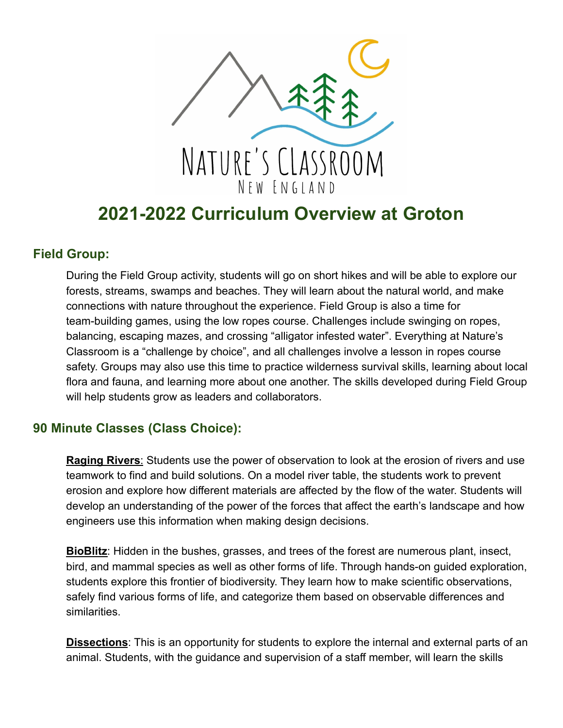Nature's Classroom

New England

# 2021-2022 Curriculum Overview at Groton

## Field Group:

During the Field Group activity, students will go on short hikes and will be able to explore our forests, streams, swamps and beaches. They will learn about the natural world, and make connections with nature throughout the experience. Field Group is also a time for team-building games, using the low ropes course. Challenges include swinging on ropes, balancing, escaping mazes, and crossing "alligator infested water". Everything at Nature's Classroom is a "challenge by choice", and all challenges involve a lesson in ropes course safety. Groups may also use this time to practice wilderness survival skills, learning about local flora and fauna, and learning more about one another. The skills developed during Field Group will help students grow as leaders and collaborators.

## 90 Minute Classes (Class Choice):

**Raging Rivers**: Students use the power of observation to look at the erosion of rivers and use teamwork to find and build solutions. On a model river table, the students work to prevent erosion and explore how different materials are affected by the flow of the water. Students will develop an understanding of the power of the forces that affect the earth's landscape and how engineers use this information when making design decisions.

**BioBlitz**: Hidden in the bushes, grasses, and trees of the forest are numerous plant, insect, bird, and mammal species as well as other forms of life. Through hands-on guided exploration, students explore this frontier of biodiversity. They learn how to make scientific observations, safely find various forms of life, and categorize them based on observable differences and similarities.

**Dissections**: This is an opportunity for students to explore the internal and external parts of an animal. Students, with the guidance and supervision of a staff member, will learn the skills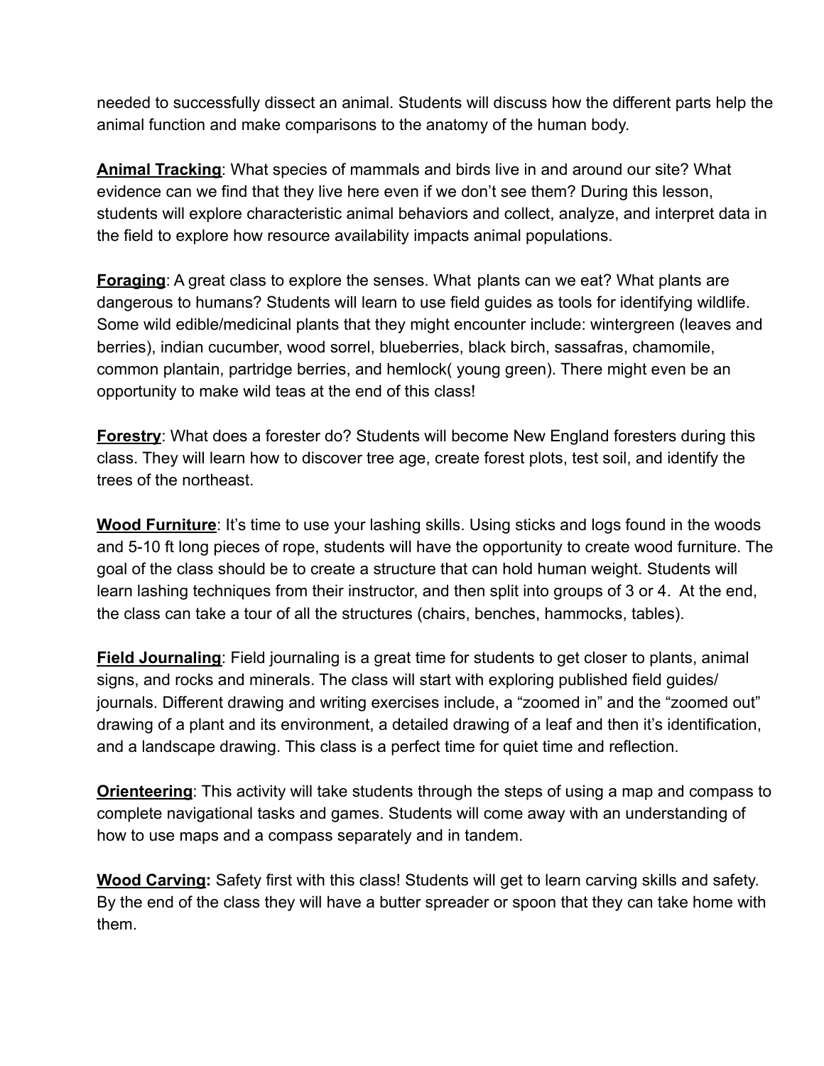needed to successfully dissect an animal. Students will discuss how the different parts help the animal function and make comparisons to the anatomy of the human body.

**Animal Tracking**: What species of mammals and birds live in and around our site? What evidence can we find that they live here even if we don't see them? During this lesson, students will explore characteristic animal behaviors and collect, analyze, and interpret data in the field to explore how resource availability impacts animal populations.

**Foraging**: A great class to explore the senses. What plants can we eat? What plants are dangerous to humans? Students will learn to use field guides as tools for identifying wildlife. Some wild edible/medicinal plants that they might encounter include: wintergreen (leaves and berries), indian cucumber, wood sorrel, blueberries, black birch, sassafras, chamomile, common plantain, partridge berries, and hemlock( young green). There might even be an opportunity to make wild teas at the end of this class!

**Forestry**: What does a forester do? Students will become New England foresters during this class. They will learn how to discover tree age, create forest plots, test soil, and identify the trees of the northeast.

**Wood Furniture**: It's time to use your lashing skills. Using sticks and logs found in the woods and 5-10 ft long pieces of rope, students will have the opportunity to create wood furniture. The goal of the class should be to create a structure that can hold human weight. Students will learn lashing techniques from their instructor, and then split into groups of 3 or 4. At the end, the class can take a tour of all the structures (chairs, benches, hammocks, tables).

**Field Journaling**: Field journaling is a great time for students to get closer to plants, animal signs, and rocks and minerals. The class will start with exploring published field guides/ journals. Different drawing and writing exercises include, a "zoomed in" and the "zoomed out" drawing of a plant and its environment, a detailed drawing of a leaf and then it's identification, and a landscape drawing. This class is a perfect time for quiet time and reflection.

**Orienteering**: This activity will take students through the steps of using a map and compass to complete navigational tasks and games. Students will come away with an understanding of how to use maps and a compass separately and in tandem.

**Wood Carving:** Safety first with this class! Students will get to learn carving skills and safety. By the end of the class they will have a butter spreader or spoon that they can take home with them.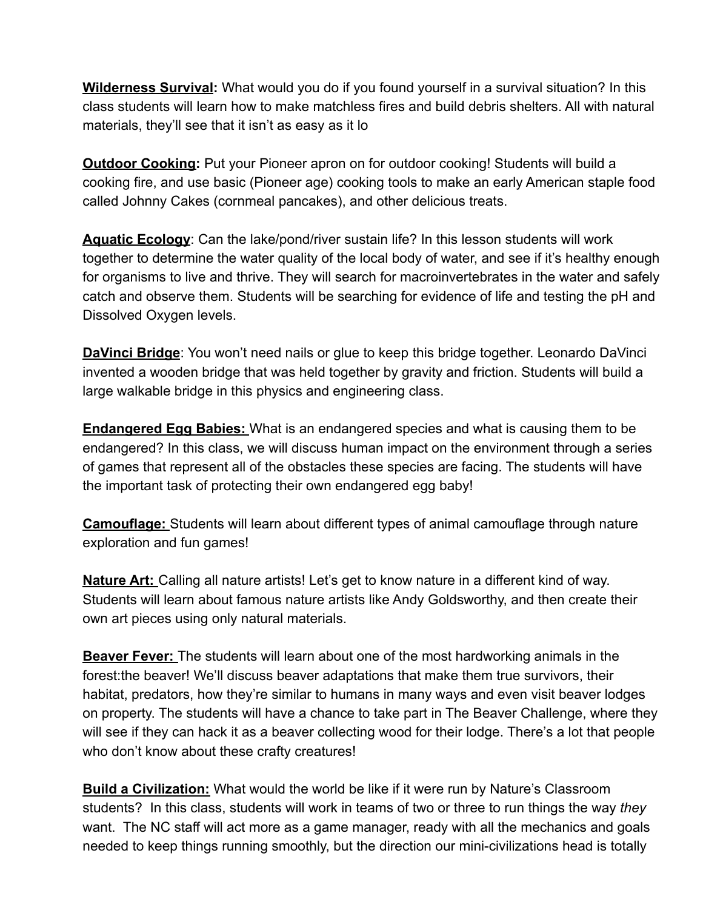**Wilderness Survival:** What would you do if you found yourself in a survival situation? In this class students will learn how to make matchless fires and build debris shelters. All with natural materials, they'll see that it isn't as easy as it lo

**Outdoor Cooking:** Put your Pioneer apron on for outdoor cooking! Students will build a cooking fire, and use basic (Pioneer age) cooking tools to make an early American staple food called Johnny Cakes (cornmeal pancakes), and other delicious treats.

**Aquatic Ecology**: Can the lake/pond/river sustain life? In this lesson students will work together to determine the water quality of the local body of water, and see if it's healthy enough for organisms to live and thrive. They will search for macroinvertebrates in the water and safely catch and observe them. Students will be searching for evidence of life and testing the pH and Dissolved Oxygen levels.

**DaVinci Bridge**: You won't need nails or glue to keep this bridge together. Leonardo DaVinci invented a wooden bridge that was held together by gravity and friction. Students will build a large walkable bridge in this physics and engineering class.

**Endangered Egg Babies:** What is an endangered species and what is causing them to be endangered? In this class, we will discuss human impact on the environment through a series of games that represent all of the obstacles these species are facing. The students will have the important task of protecting their own endangered egg baby!

**Camouflage:** Students will learn about different types of animal camouflage through nature exploration and fun games!

**Nature Art:** Calling all nature artists! Let's get to know nature in a different kind of way. Students will learn about famous nature artists like Andy Goldsworthy, and then create their own art pieces using only natural materials.

**Beaver Fever:** The students will learn about one of the most hardworking animals in the forest:the beaver! We'll discuss beaver adaptations that make them true survivors, their habitat, predators, how they're similar to humans in many ways and even visit beaver lodges on property. The students will have a chance to take part in The Beaver Challenge, where they will see if they can hack it as a beaver collecting wood for their lodge. There's a lot that people who don't know about these crafty creatures!

**Build a Civilization:** What would the world be like if it were run by Nature's Classroom students? In this class, students will work in teams of two or three to run things the way *they* want. The NC staff will act more as a game manager, ready with all the mechanics and goals needed to keep things running smoothly, but the direction our mini-civilizations head is totally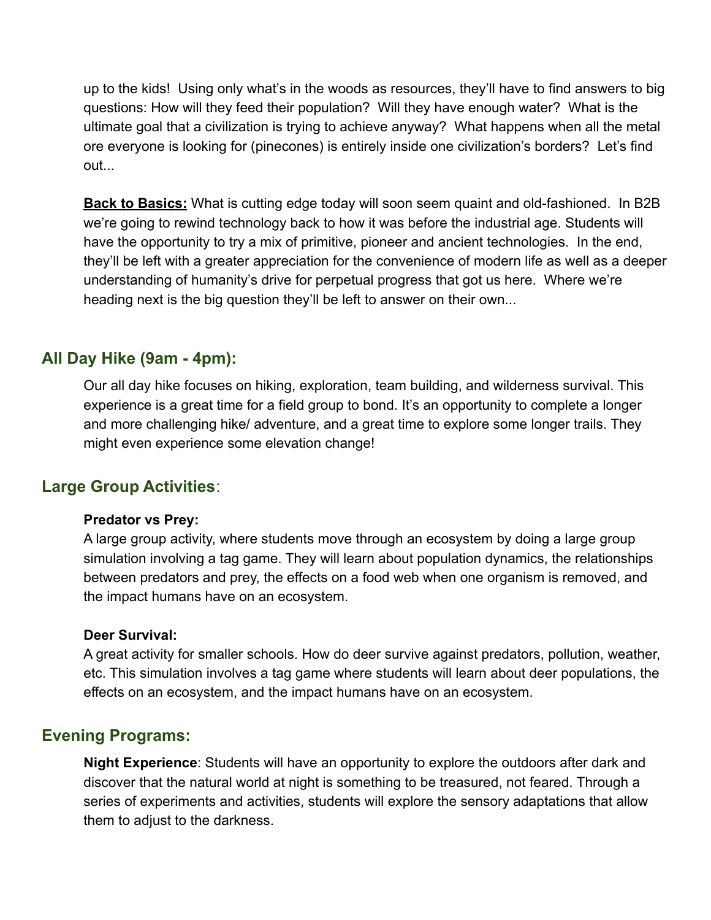up to the kids! Using only what's in the woods as resources, they'll have to find answers to big questions: How will they feed their population? Will they have enough water? What is the ultimate goal that a civilization is trying to achieve anyway? What happens when all the metal ore everyone is looking for (pinecones) is entirely inside one civilization's borders? Let's find out...

**Back to Basics:** What is cutting edge today will soon seem quaint and old-fashioned. In B2B we're going to rewind technology back to how it was before the industrial age. Students will have the opportunity to try a mix of primitive, pioneer and ancient technologies. In the end, they'll be left with a greater appreciation for the convenience of modern life as well as a deeper understanding of humanity's drive for perpetual progress that got us here. Where we're heading next is the big question they'll be left to answer on their own...

## All Day Hike (9am - 4pm):

Our all day hike focuses on hiking, exploration, team building, and wilderness survival. This experience is a great time for a field group to bond. It's an opportunity to complete a longer and more challenging hike/ adventure, and a great time to explore some longer trails. They might even experience some elevation change!

## Large Group Activities:

**Predator vs Prey:**
A large group activity, where students move through an ecosystem by doing a large group simulation involving a tag game. They will learn about population dynamics, the relationships between predators and prey, the effects on a food web when one organism is removed, and the impact humans have on an ecosystem.

**Deer Survival:**
A great activity for smaller schools. How do deer survive against predators, pollution, weather, etc. This simulation involves a tag game where students will learn about deer populations, the effects on an ecosystem, and the impact humans have on an ecosystem.

## Evening Programs:

**Night Experience**: Students will have an opportunity to explore the outdoors after dark and discover that the natural world at night is something to be treasured, not feared. Through a series of experiments and activities, students will explore the sensory adaptations that allow them to adjust to the darkness.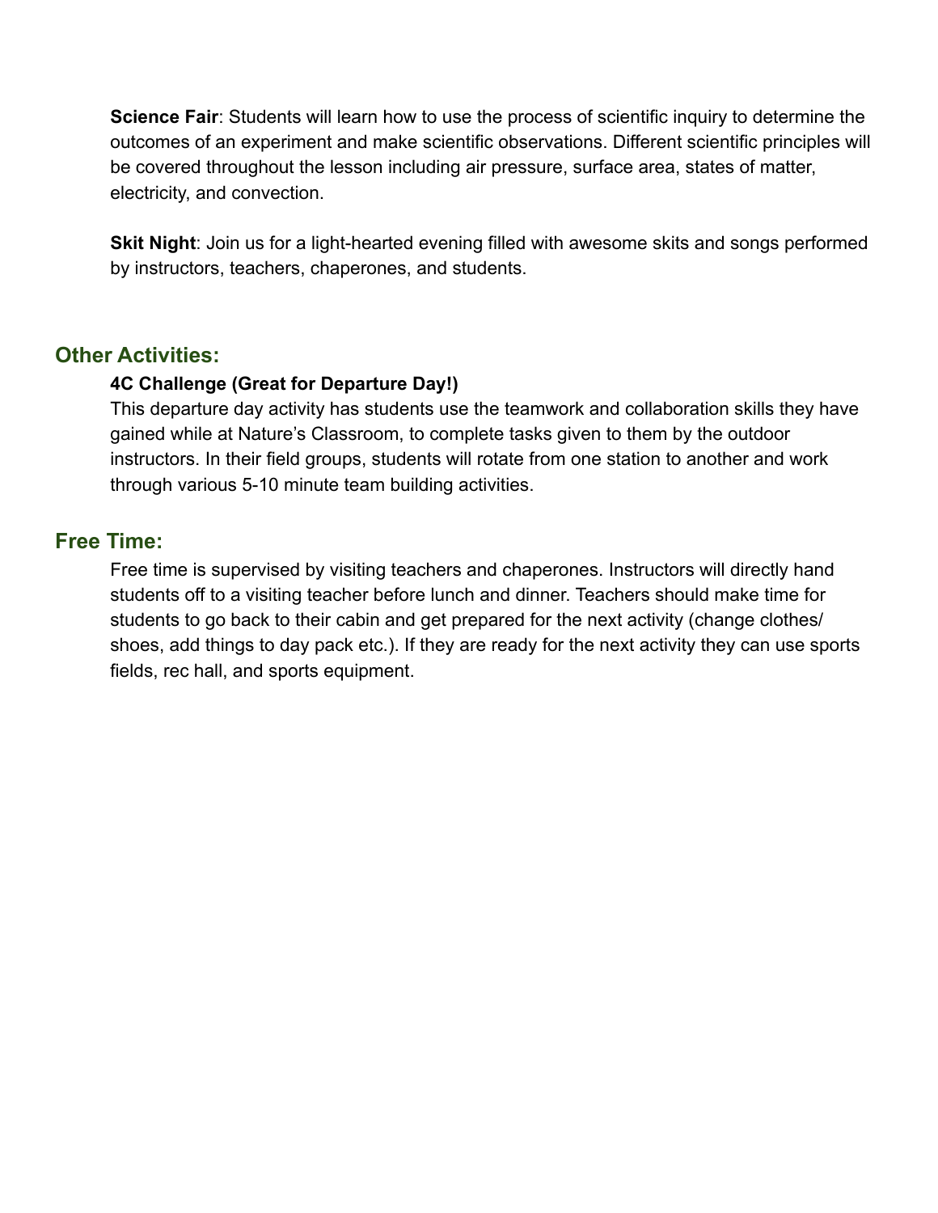**Science Fair**: Students will learn how to use the process of scientific inquiry to determine the outcomes of an experiment and make scientific observations. Different scientific principles will be covered throughout the lesson including air pressure, surface area, states of matter, electricity, and convection.

**Skit Night**: Join us for a light-hearted evening filled with awesome skits and songs performed by instructors, teachers, chaperones, and students.

## Other Activities:

**4C Challenge (Great for Departure Day!)**

This departure day activity has students use the teamwork and collaboration skills they have gained while at Nature's Classroom, to complete tasks given to them by the outdoor instructors. In their field groups, students will rotate from one station to another and work through various 5-10 minute team building activities.

## Free Time:

Free time is supervised by visiting teachers and chaperones. Instructors will directly hand students off to a visiting teacher before lunch and dinner. Teachers should make time for students to go back to their cabin and get prepared for the next activity (change clothes/ shoes, add things to day pack etc.). If they are ready for the next activity they can use sports fields, rec hall, and sports equipment.